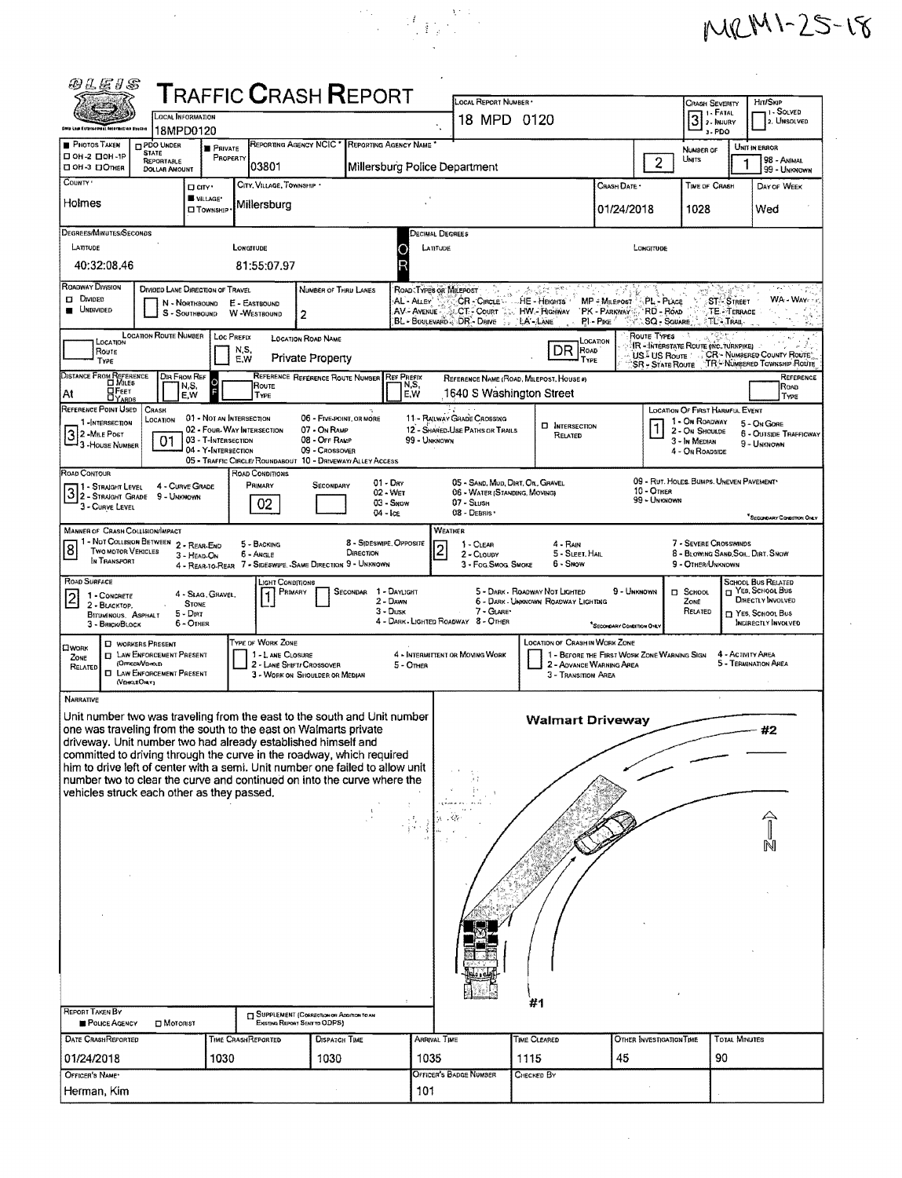MRM1-25-18

# TRAFFIC CRASH REPORT

| | |
|---|---|
| LOCAL INFORMATION | 18MPD0120 |
| LOCAL REPORT NUMBER | 18 MPD 0120 |
| CRASH SEVERITY (1 - FATAL, 2 - INJURY, 3 - PDO) | 3 |
| HIT/SKIP (1 - SOLVED, 2 - UNSOLVED) | |
| PHOTOS TAKEN | OH-2, OH-1P, OH-3, OTHER |
| PDO UNDER STATE REPORTABLE DOLLAR AMOUNT | |
| PRIVATE PROPERTY | ■ |
| REPORTING AGENCY NCIC | 03801 |
| REPORTING AGENCY NAME | Millersburg Police Department |
| NUMBER OF UNITS | 2 |
| UNIT IN ERROR (98 - ANIMAL, 99 - UNKNOWN) | 1 |
| COUNTY | Holmes |
| CITY / VILLAGE / TOWNSHIP | ■ VILLAGE |
| CITY, VILLAGE, TOWNSHIP | Millersburg |
| CRASH DATE | 01/24/2018 |
| TIME OF CRASH | 1028 |
| DAY OF WEEK | Wed |

**DEGREES/MINUTES/SECONDS**
- LATITUDE: 40:32:08.46
- LONGITUDE: 81:55:07.97

**DECIMAL DEGREES**
- LATITUDE:
- LONGITUDE:

**ROADWAY DIVISION:** ■ UNDIVIDED

DIVIDED LANE DIRECTION OF TRAVEL: N - NORTHBOUND, S - SOUTHBOUND, E - EASTBOUND, W - WESTBOUND

NUMBER OF THRU LANES: 2

ROAD TYPES OR MILEPOST: AL - ALLEY, AV - AVENUE, BL - BOULEVARD, CR - CIRCLE, CT - COURT, DR - DRIVE, HE - HEIGHTS, HW - HIGHWAY, LA - LANE, MP - MILEPOST, PK - PARKWAY, PI - PIKE, PL - PLACE, RD - ROAD, SQ - SQUARE, ST - STREET, TE - TERRACE, TL - TRAIL, WA - WAY

**LOCATION**
- LOCATION ROUTE NUMBER:
- LOC PREFIX (N,S, E,W):
- LOCATION ROAD NAME: Private Property
- LOCATION ROAD TYPE: DR

ROUTE TYPES: IR - INTERSTATE ROUTE (INC. TURNPIKE), US - US ROUTE, SR - STATE ROUTE, CR - NUMBERED COUNTY ROUTE, TR - NUMBERED TOWNSHIP ROUTE

**REFERENCE**
- DISTANCE FROM REFERENCE: At
- DIR FROM REF:
- REFERENCE ROUTE TYPE:
- REFERENCE ROUTE NUMBER:
- REF PREFIX:
- REFERENCE NAME (ROAD, MILEPOST, HOUSE #): 1640 S Washington Street
- REFERENCE ROAD TYPE:

REFERENCE POINT USED: 3 (1 - INTERSECTION, 2 - MILE POST, 3 - HOUSE NUMBER)

CRASH LOCATION: 01 (01 - NOT AN INTERSECTION, 02 - FOUR-WAY INTERSECTION, 03 - T-INTERSECTION, 04 - Y-INTERSECTION, 05 - TRAFFIC CIRCLE/ ROUNDABOUT, 06 - FIVE-POINT, OR MORE, 07 - ON RAMP, 08 - OFF RAMP, 09 - CROSSOVER, 10 - DRIVEWAY/ ALLEY ACCESS, 11 - RAILWAY GRADE CROSSING, 12 - SHARED-USE PATHS OR TRAILS, 99 - UNKNOWN)

INTERSECTION RELATED: ☐

LOCATION OF FIRST HARMFUL EVENT: 1 (1 - ON ROADWAY, 2 - ON SHOULDER, 3 - IN MEDIAN, 4 - ON ROADSIDE, 5 - ON GORE, 6 - OUTSIDE TRAFFICWAY, 9 - UNKNOWN)

ROAD CONTOUR: 3 (1 - STRAIGHT LEVEL, 2 - STRAIGHT GRADE, 3 - CURVE LEVEL, 4 - CURVE GRADE, 9 - UNKNOWN)

ROAD CONDITIONS: PRIMARY 02; SECONDARY (01 - DRY, 02 - WET, 03 - SNOW, 04 - ICE, 05 - SAND, MUD, DIRT, OIL, GRAVEL, 06 - WATER (STANDING, MOVING), 07 - SLUSH, 08 - DEBRIS, 09 - RUT, HOLES, BUMPS, UNEVEN PAVEMENT, 10 - OTHER, 99 - UNKNOWN) *SECONDARY CONDITION ONLY

MANNER OF CRASH COLLISION/IMPACT: 8 (1 - NOT COLLISION BETWEEN TWO MOTOR VEHICLES IN TRANSPORT, 2 - REAR-END, 3 - HEAD-ON, 4 - REAR-TO-REAR, 5 - BACKING, 6 - ANGLE, 7 - SIDESWIPE, SAME DIRECTION, 8 - SIDESWIPE, OPPOSITE DIRECTION, 9 - UNKNOWN)

WEATHER: 2 (1 - CLEAR, 2 - CLOUDY, 3 - FOG, SMOG, SMOKE, 4 - RAIN, 5 - SLEET, HAIL, 6 - SNOW, 7 - SEVERE CROSSWINDS, 8 - BLOWING SAND, SOIL, DIRT, SNOW, 9 - OTHER/UNKNOWN)

ROAD SURFACE: 2 (1 - CONCRETE, 2 - BLACKTOP, BITUMINOUS, ASPHALT, 3 - BRICK/BLOCK, 4 - SLAG, GRAVEL, STONE, 5 - DIRT, 6 - OTHER)

LIGHT CONDITIONS: PRIMARY 1; SECONDARY (1 - DAYLIGHT, 2 - DAWN, 3 - DUSK, 4 - DARK - LIGHTED ROADWAY, 5 - DARK - ROADWAY NOT LIGHTED, 6 - DARK - UNKNOWN ROADWAY LIGHTING, 7 - GLARE*, 8 - OTHER, 9 - UNKNOWN) *SECONDARY CONDITION ONLY

☐ SCHOOL ZONE RELATED

SCHOOL BUS RELATED: ☐ YES, SCHOOL BUS DIRECTLY INVOLVED; ☐ YES, SCHOOL BUS INDIRECTLY INVOLVED

☐ WORK ZONE RELATED: ☐ WORKERS PRESENT; ☐ LAW ENFORCEMENT PRESENT (OFFICER/VEHICLE); ☐ LAW ENFORCEMENT PRESENT (VEHICLE ONLY)

TYPE OF WORK ZONE: 1 - LANE CLOSURE, 2 - LANE SHIFT/ CROSSOVER, 3 - WORK ON SHOULDER OR MEDIAN, 4 - INTERMITTENT OR MOVING WORK, 5 - OTHER

LOCATION OF CRASH IN WORK ZONE: 1 - BEFORE THE FIRST WORK ZONE WARNING SIGN, 2 - ADVANCE WARNING AREA, 3 - TRANSITION AREA, 4 - ACTIVITY AREA, 5 - TERMINATION AREA

## NARRATIVE

Unit number two was traveling from the east to the south and Unit number one was traveling from the south to the east on Walmarts private driveway. Unit number two had already established himself and committed to driving through the curve in the roadway, which required him to drive left of center with a semi. Unit number one failed to allow unit number two to clear the curve and continued on into the curve where the vehicles struck each other as they passed.

Walmart Driveway

#2

#1

N

REPORT TAKEN BY: ■ POLICE AGENCY ☐ MOTORIST

☐ SUPPLEMENT (CORRECTION OR ADDITION TO AN EXISTING REPORT SENT TO ODPS)

| DATE CRASH REPORTED | TIME CRASH REPORTED | DISPATCH TIME | ARRIVAL TIME | TIME CLEARED | OTHER INVESTIGATION TIME | TOTAL MINUTES |
|---|---|---|---|---|---|---|
| 01/24/2018 | 1030 | 1030 | 1035 | 1115 | 45 | 90 |

| OFFICER'S NAME | OFFICER'S BADGE NUMBER | CHECKED BY |
|---|---|---|
| Herman, Kim | 101 | |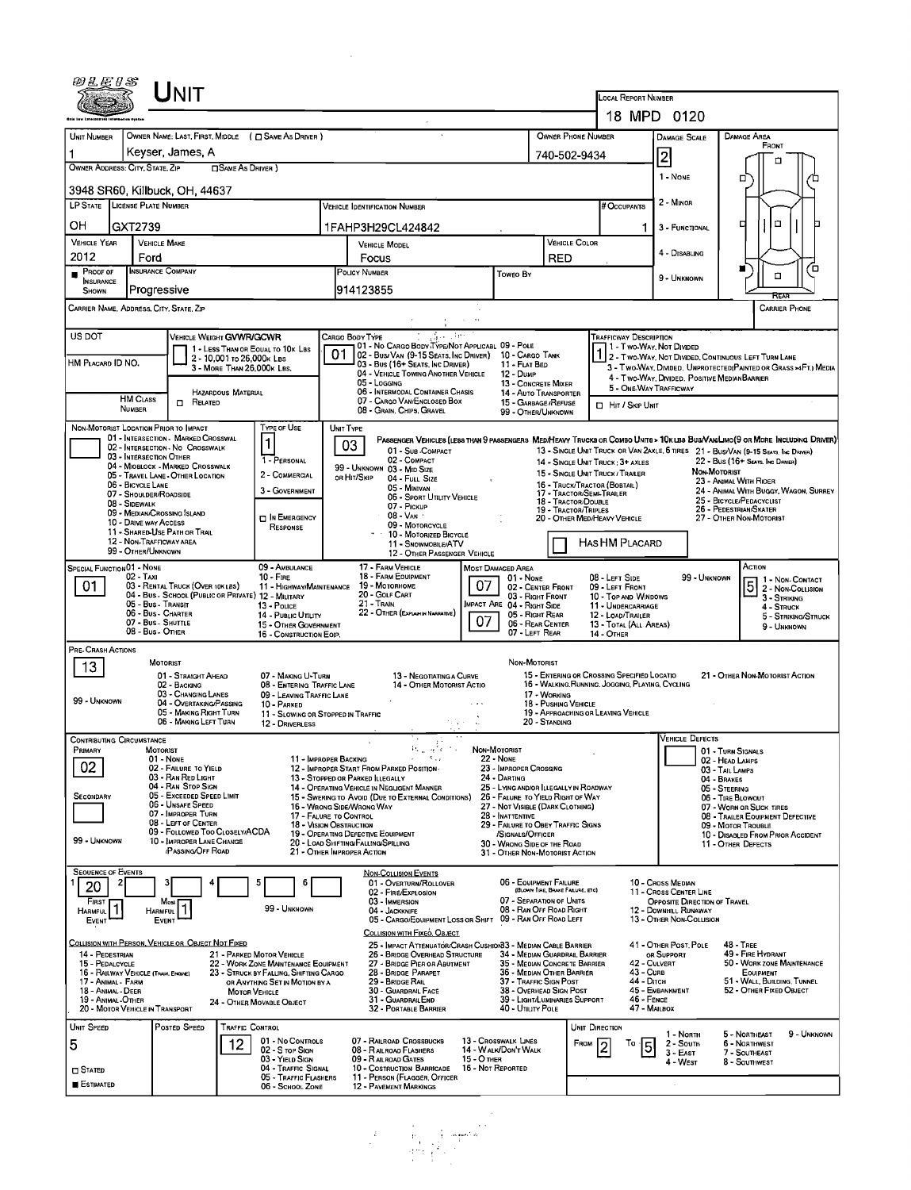# UNIT

**LOCAL REPORT NUMBER:** 18 MPD 0120

| | |
|---|---|
| UNIT NUMBER | 1 |
| OWNER NAME: LAST, FIRST, MIDDLE ( ☐ SAME AS DRIVER ) | Keyser, James, A |
| OWNER PHONE NUMBER | 740-502-9434 |
| OWNER ADDRESS: CITY, STATE, ZIP ( ☐ SAME AS DRIVER ) | 3948 SR60, Killbuck, OH, 44637 |
| LP STATE | OH |
| LICENSE PLATE NUMBER | GXT2739 |
| VEHICLE IDENTIFICATION NUMBER | 1FAHP3H29CL424842 |
| # OCCUPANTS | 1 |
| VEHICLE YEAR | 2012 |
| VEHICLE MAKE | Ford |
| VEHICLE MODEL | Focus |
| VEHICLE COLOR | RED |
| PROOF OF INSURANCE SHOWN | ■ |
| INSURANCE COMPANY | Progressive |
| POLICY NUMBER | 914123855 |
| TOWED BY | |
| CARRIER NAME, ADDRESS, CITY, STATE, ZIP | |
| CARRIER PHONE | |

**DAMAGE SCALE:** 2
1 - NONE
2 - MINOR
3 - FUNCTIONAL
4 - DISABLING
9 - UNKNOWN

**DAMAGE AREA:** FRONT / REAR

**US DOT:**

**VEHICLE WEIGHT GVWR/GCWR:**
1 - LESS THAN OR EQUAL TO 10K LBS
2 - 10,001 TO 26,000K LBS
3 - MORE THAN 26,000K LBS.

**HM PLACARD ID NO.:**

**HM CLASS NUMBER:** ☐ RELATED — HAZARDOUS MATERIAL

**CARGO BODY TYPE:** 01
01 - NO CARGO BODY TYPE/NOT APPLICABL
02 - BUS/VAN (9-15 SEATS, INC DRIVER)
03 - BUS (16+ SEATS, INC DRIVER)
04 - VEHICLE TOWING ANOTHER VEHICLE
05 - LOGGING
06 - INTERMODAL CONTAINER CHASIS
07 - CARGO VAN/ENCLOSED BOX
08 - GRAIN, CHIPS, GRAVEL
09 - POLE
10 - CARGO TANK
11 - FLAT BED
12 - DUMP
13 - CONCRETE MIXER
14 - AUTO TRANSPORTER
15 - GARBAGE /REFUSE
99 - OTHER/UNKNOWN

**TRAFFICWAY DESCRIPTION:** 1
1 - TWO-WAY, NOT DIVIDED
2 - TWO-WAY, NOT DIVIDED, CONTINUOUS LEFT TURN LANE
3 - TWO-WAY, DIVIDED, UNPROTECTED(PAINTED OR GRASS >4FT.) MEDIA
4 - TWO-WAY, DIVIDED, POSITIVE MEDIANBARRIER
5 - ONE-WAY TRAFFICWAY
☐ HIT / SKIP UNIT

**NON-MOTORIST LOCATION PRIOR TO IMPACT:**
01 - INTERSECTION - MARKED CROSSWAL
02 - INTERSECTION - NO CROSSWALK
03 - INTERSECTION OTHER
04 - MIDBLOCK - MARKED CROSSWALK
05 - TRAVEL LANE - OTHER LOCATION
06 - BICYCLE LANE
07 - SHOULDER/ROADSIDE
08 - SIDEWALK
09 - MEDIAN/CROSSING ISLAND
10 - DRIVE WAY ACCESS
11 - SHARED-USE PATH OR TRAIL
12 - NON-TRAFFICWAY AREA
99 - OTHER/UNKNOWN

**TYPE OF USE:** 1
1 - PERSONAL
2 - COMMERCIAL
3 - GOVERNMENT
☐ IN EMERGENCY RESPONSE

**UNIT TYPE:** 03
PASSENGER VEHICLES (LESS THAN 9 PASSENGERS MED/HEAVY TRUCKS OR COMBO UNITS > 10K LBS BUS/VAN/LIMO(9 OR MORE INCLUDING DRIVER)
01 - SUB COMPACT
02 - COMPACT
99 - UNKNOWN 03 - MID SIZE
OR HIT/SKIP 04 - FULL SIZE
05 - MINIVAN
06 - SPORT UTILITY VEHICLE
07 - PICKUP
08 - VAN
09 - MOTORCYCLE
10 - MOTORIZED BICYCLE
11 - SNOWMOBILE/ATV
12 - OTHER PASSENGER VEHICLE
13 - SINGLE UNIT TRUCK OR VAN 2AXLE, 6 TIRES
14 - SINGLE UNIT TRUCK: 3+ AXLES
15 - SINGLE UNIT TRUCK / TRAILER
16 - TRUCK/TRACTOR (BOBTAIL)
17 - TRACTOR/SEMI-TRAILER
18 - TRACTOR/DOUBLE
19 - TRACTOR/TRIPLES
20 - OTHER MED/HEAVY VEHICLE
21 - BUS/VAN (9-15 SEATS, INC DRIVER)
22 - BUS (16+ SEATS, INC DRIVER)
NON-MOTORIST
23 - ANIMAL WITH RIDER
24 - ANIMAL WITH BUGGY, WAGON, SURREY
25 - BICYCLE/PEDACYCLIST
26 - PEDESTRIAN/SKATER
27 - OTHER NON-MOTORIST
☐ HAS HM PLACARD

**SPECIAL FUNCTION:** 01
01 - NONE
02 - TAXI
03 - RENTAL TRUCK (OVER 10K LBS)
04 - BUS - SCHOOL (PUBLIC OR PRIVATE)
05 - BUS - TRANSIT
06 - BUS - CHARTER
07 - BUS - SHUTTLE
08 - BUS - OTHER
09 - AMBULANCE
10 - FIRE
11 - HIGHWAY/MAINTENANCE
12 - MILITARY
13 - POLICE
14 - PUBLIC UTILITY
15 - OTHER GOVERNMENT
16 - CONSTRUCTION EQIP.
17 - FARM VEHICLE
18 - FARM EQUIPMENT
19 - MOTORHOME
20 - GOLF CART
21 - TRAIN
22 - OTHER (EXPLAIN IN NARRATIVE)

**MOST DAMAGED AREA:** 07
**IMPACT AREA:** 07
01 - NONE
02 - CENTER FRONT
03 - RIGHT FRONT
04 - RIGHT SIDE
05 - RIGHT REAR
06 - REAR CENTER
07 - LEFT REAR
08 - LEFT SIDE
09 - LEFT FRONT
10 - TOP AND WINDOWS
11 - UNDERCARRIAGE
12 - LOAD/TRAILER
13 - TOTAL (ALL AREAS)
14 - OTHER
99 - UNKNOWN

**ACTION:** 5
1 - NON-CONTACT
2 - NON-COLLISION
3 - STRIKING
4 - STRUCK
5 - STRIKING/STRUCK
9 - UNKNOWN

**PRE-CRASH ACTIONS:** 13
MOTORIST
01 - STRAIGHT AHEAD
02 - BACKING
03 - CHANGING LANES
04 - OVERTAKING/PASSING
05 - MAKING RIGHT TURN
06 - MAKING LEFT TURN
07 - MAKING U-TURN
08 - ENTERING TRAFFIC LANE
09 - LEAVING TRAFFIC LANE
10 - PARKED
11 - SLOWING OR STOPPED IN TRAFFIC
12 - DRIVERLESS
13 - NEGOTIATING A CURVE
14 - OTHER MOTORIST ACTIO
99 - UNKNOWN
NON-MOTORIST
15 - ENTERING OR CROSSING SPECIFIED LOCATIO
16 - WALKING, RUNNING, JOGGING, PLAYING, CYCLING
17 - WORKING
18 - PUSHING VEHICLE
19 - APPROACHING OR LEAVING VEHICLE
20 - STANDING
21 - OTHER NON-MOTORIST ACTION

**CONTRIBUTING CIRCUMSTANCE**
PRIMARY: 02
SECONDARY:
MOTORIST
01 - NONE
02 - FAILURE TO YIELD
03 - RAN RED LIGHT
04 - RAN STOP SIGN
05 - EXCEEDED SPEED LIMIT
06 - UNSAFE SPEED
07 - IMPROPER TURN
08 - LEFT OF CENTER
09 - FOLLOWED TOO CLOSELY/ACDA
10 - IMPROPER LANE CHANGE /PASSING/OFF ROAD
11 - IMPROPER BACKING
12 - IMPROPER START FROM PARKED POSITION
13 - STOPPED OR PARKED ILLEGALLY
14 - OPERATING VEHICLE IN NEGLIGENT MANNER
15 - SWERING TO AVOID (DUE TO EXTERNAL CONDITIONS)
16 - WRONG SIDE/WRONG WAY
17 - FAILURE TO CONTROL
18 - VISION OBSTRUCTION
19 - OPERATING DEFECTIVE EQUIPMENT
20 - LOAD SHIFTING/FALLING/SPILLING
21 - OTHER IMPROPER ACTION
99 - UNKNOWN
NON-MOTORIST
22 - NONE
23 - IMPROPER CROSSING
24 - DARTING
25 - LYING AND/OR ILLEGALLY IN ROADWAY
26 - FAILURE TO YIELD RIGHT OF WAY
27 - NOT VISIBLE (DARK CLOTHING)
28 - INATTENTIVE
29 - FAILURE TO OBEY TRAFFIC SIGNS /SIGNALS/OFFICER
30 - WRONG SIDE OF THE ROAD
31 - OTHER NON-MOTORIST ACTION

**VEHICLE DEFECTS**
01 - TURN SIGNALS
02 - HEAD LAMPS
03 - TAIL LAMPS
04 - BRAKES
05 - STEERING
06 - TIRE BLOWOUT
07 - WORN OR SLICK TIRES
08 - TRAILER EQUIPMENT DEFECTIVE
09 - MOTOR TROUBLE
10 - DISABLED FROM PRIOR ACCIDENT
11 - OTHER DEFECTS

**SEQUENCE OF EVENTS:** 1: 20, 2: , 3: , 4: , 5: , 6:
FIRST HARMFUL EVENT: 1
MOST HARMFUL EVENT: 1
99 - UNKNOWN

NON-COLLISION EVENTS
01 - OVERTURN/ROLLOVER
02 - FIRE/EXPLOSION
03 - IMMERSION
04 - JACKKNIFE
05 - CARGO/EQUIPMENT LOSS OR SHIFT
06 - EQUIPMENT FAILURE (BLOWN TIRE, BRAKE FAILURE, ETC)
07 - SEPARATION OF UNITS
08 - RAN OFF ROAD RIGHT
09 - RAN OFF ROAD LEFT
10 - CROSS MEDIAN
11 - CROSS CENTER LINE OPPOSITE DIRECTION OF TRAVEL
12 - DOWNHILL RUNAWAY
13 - OTHER NON-COLLISION

COLLISION WITH PERSON, VEHICLE OR OBJECT NOT FIXED
14 - PEDESTRIAN
15 - PEDALCYCLE
16 - RAILWAY VEHICLE (TRAIN, ENGINE)
17 - ANIMAL - FARM
18 - ANIMAL - DEER
19 - ANIMAL - OTHER
20 - MOTOR VEHICLE IN TRANSPORT
21 - PARKED MOTOR VEHICLE
22 - WORK ZONE MAINTENANCE EQUIPMENT
23 - STRUCK BY FALLING, SHIFTING CARGO OR ANYTHING SET IN MOTION BY A MOTOR VEHICLE
24 - OTHER MOVABLE OBJECT

COLLISION WITH FIXED, OBJECT
25 - IMPACT ATTENUATOR/CRASH CUSHION
26 - BRIDGE OVERHEAD STRUCTURE
27 - BRIDGE PIER OR ABUTMENT
28 - BRIDGE PARAPET
29 - BRIDGE RAIL
30 - GUARDRAIL FACE
31 - GUARDRAILEND
32 - PORTABLE BARRIER
33 - MEDIAN CABLE BARRIER
34 - MEDIAN GUARDRAIL BARRIER
35 - MEDIAN CONCRETE BARRIER
36 - MEDIAN OTHER BARRIER
37 - TRAFFIC SIGN POST
38 - OVERHEAD SIGN POST
39 - LIGHT/LUMINARIES SUPPORT
40 - UTILITY POLE
41 - OTHER POST, POLE OR SUPPORT
42 - CULVERT
43 - CURB
44 - DITCH
45 - EMBANKMENT
46 - FENCE
47 - MAILBOX
48 - TREE
49 - FIRE HYDRANT
50 - WORK ZONE MAINTENANCE EQUIPMENT
51 - WALL, BUILDING, TUNNEL
52 - OTHER FIXED OBJECT

**UNIT SPEED:** 5
☐ STATED
■ ESTIMATED

**POSTED SPEED:**

**TRAFFIC CONTROL:** 12
01 - NO CONTROLS
02 - STOP SIGN
03 - YIELD SIGN
04 - TRAFFIC SIGNAL
05 - TRAFFIC FLASHERS
06 - SCHOOL ZONE
07 - RAILROAD CROSSBUCKS
08 - RAILROAD FLASHERS
09 - RAILROAD GATES
10 - COSTRUCTION BARRICADE
11 - PERSON (FLAGGER, OFFICER
12 - PAVEMENT MARKINGS
13 - CROSSWALK LINES
14 - WALK/DON'T WALK
15 - OTHER
16 - NOT REPORTED

**UNIT DIRECTION:** FROM 2 TO 5
1 - NORTH
2 - SOUTH
3 - EAST
4 - WEST
5 - NORTHEAST
6 - NORTHWEST
7 - SOUTHEAST
8 - SOUTHWEST
9 - UNKNOWN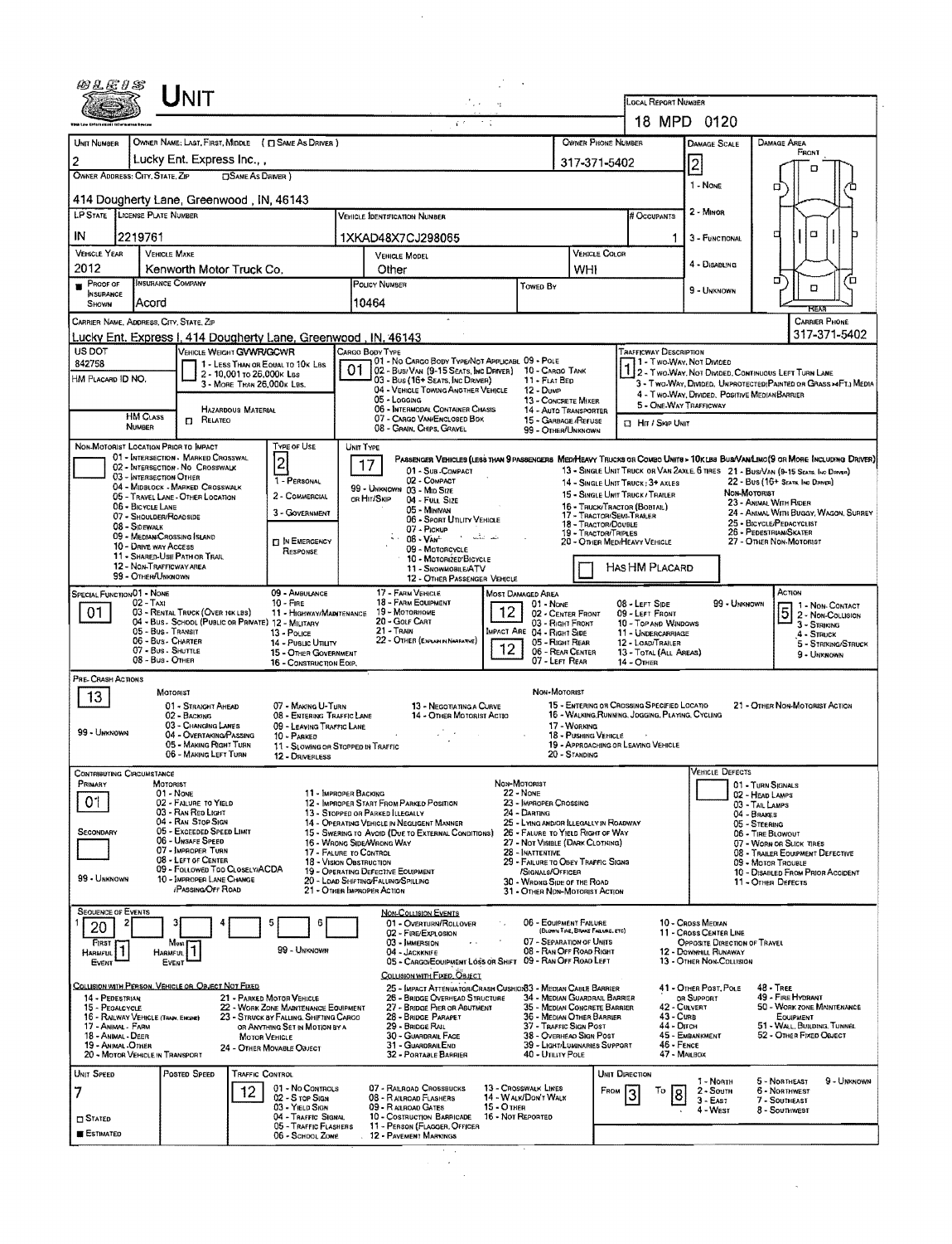# UNIT

**LOCAL REPORT NUMBER:** 18 MPD 0120

| UNIT NUMBER | OWNER NAME: LAST, FIRST, MIDDLE ( ☐ SAME AS DRIVER ) | OWNER PHONE NUMBER | DAMAGE SCALE | DAMAGE AREA |
|---|---|---|---|---|
| 2 | Lucky Ent. Express Inc., , | 317-371-5402 | 2 | FRONT |

OWNER ADDRESS: CITY, STATE, ZIP ☐ SAME AS DRIVER
414 Dougherty Lane, Greenwood , IN, 46143

DAMAGE SCALE: 1 - NONE, 2 - MINOR, 3 - FUNCTIONAL, 4 - DISABLING, 9 - UNKNOWN

| LP STATE | LICENSE PLATE NUMBER | VEHICLE IDENTIFICATION NUMBER | # OCCUPANTS |
|---|---|---|---|
| IN | 2219761 | 1XKAD48X7CJ298065 | 1 |

| VEHICLE YEAR | VEHICLE MAKE | VEHICLE MODEL | VEHICLE COLOR |
|---|---|---|---|
| 2012 | Kenworth Motor Truck Co. | Other | WHI |

| PROOF OF INSURANCE SHOWN | INSURANCE COMPANY | POLICY NUMBER | TOWED BY |
|---|---|---|---|
| ■ | Acord | 10464 | |

CARRIER NAME, ADDRESS, CITY, STATE, ZIP: Lucky Ent. Express I, 414 Dougherty Lane, Greenwood , IN, 46143
CARRIER PHONE: 317-371-5402

US DOT: 842758

VEHICLE WEIGHT GVWR/GCWR: 1 - LESS THAN OR EQUAL TO 10K LBS; 2 - 10,001 TO 26,000K LBS; 3 - MORE THAN 26,000K LBS.

HM PLACARD ID NO.

HM CLASS NUMBER ☐ RELATED HAZARDOUS MATERIAL

CARGO BODY TYPE: 01
01 - NO CARGO BODY TYPE/NOT APPLICABLE; 02 - BUS/VAN (9-15 SEATS, INC DRIVER); 03 - BUS (16+ SEATS, INC DRIVER); 04 - VEHICLE TOWING ANOTHER VEHICLE; 05 - LOGGING; 06 - INTERMODAL CONTAINER CHASIS; 07 - CARGO VAN/ENCLOSED BOX; 08 - GRAIN, CHIPS, GRAVEL; 09 - POLE; 10 - CARGO TANK; 11 - FLAT BED; 12 - DUMP; 13 - CONCRETE MIXER; 14 - AUTO TRANSPORTER; 15 - GARBAGE /REFUSE; 99 - OTHER/UNKNOWN

TRAFFICWAY DESCRIPTION: 1
1 - TWO-WAY, NOT DIVIDED; 2 - TWO-WAY, NOT DIVIDED, CONTINUOUS LEFT TURN LANE; 3 - TWO-WAY, DIVIDED, UNPROTECTED(PAINTED OR GRASS >4FT.) MEDIA; 4 - TWO-WAY, DIVIDED, POSITIVE MEDIAN BARRIER; 5 - ONE-WAY TRAFFICWAY
☐ HIT / SKIP UNIT

NON-MOTORIST LOCATION PRIOR TO IMPACT: 01 - INTERSECTION - MARKED CROSSWAL; 02 - INTERSECTION - NO CROSSWALK; 03 - INTERSECTION OTHER; 04 - MIDBLOCK - MARKED CROSSWALK; 05 - TRAVEL LANE - OTHER LOCATION; 06 - BICYCLE LANE; 07 - SHOULDER/ROADSIDE; 08 - SIDEWALK; 09 - MEDIAN/CROSSING ISLAND; 10 - DRIVE WAY ACCESS; 11 - SHARED-USE PATH OR TRAIL; 12 - NON-TRAFFICWAY AREA; 99 - OTHER/UNKNOWN

TYPE OF USE: 2
1 - PERSONAL; 2 - COMMERCIAL; 3 - GOVERNMENT; ☐ IN EMERGENCY RESPONSE

UNIT TYPE: 17
PASSENGER VEHICLES (LESS THAN 9 PASSENGERS MED/HEAVY TRUCKS OR COMBO UNITS > 10K LBS BUS/VAN/LIMO(9 OR MORE INCLUDING DRIVER)
01 - SUB-COMPACT; 02 - COMPACT; 99 - UNKNOWN 03 - MID SIZE OR HIT/SKIP; 04 - FULL SIZE; 05 - MINIVAN; 06 - SPORT UTILITY VEHICLE; 07 - PICKUP; 08 - VAN; 09 - MOTORCYCLE; 10 - MOTORIZED BICYCLE; 11 - SNOWMOBILE/ATV; 12 - OTHER PASSENGER VEHICLE
13 - SINGLE UNIT TRUCK OR VAN 2AXLE, 6 TIRES; 14 - SINGLE UNIT TRUCK; 3+ AXLES; 15 - SINGLE UNIT TRUCK / TRAILER; 16 - TRUCK/TRACTOR (BOBTAIL); 17 - TRACTOR/SEMI-TRAILER; 18 - TRACTOR/DOUBLE; 19 - TRACTOR/TRIPLES; 20 - OTHER MED/HEAVY VEHICLE
21 - BUS/VAN (9-15 SEATS, INC DRIVER); 22 - BUS (16+ SEATS, INC DRIVER)
NON-MOTORIST: 23 - ANIMAL WITH RIDER; 24 - ANIMAL WITH BUGGY, WAGON, SURREY; 25 - BICYCLE/PEDACYCLIST; 26 - PEDESTRIAN/SKATER; 27 - OTHER NON-MOTORIST
☐ HAS HM PLACARD

SPECIAL FUNCTION: 01
01 - NONE; 02 - TAXI; 03 - RENTAL TRUCK (OVER 10K LBS); 04 - BUS - SCHOOL (PUBLIC OR PRIVATE); 05 - BUS - TRANSIT; 06 - BUS - CHARTER; 07 - BUS - SHUTTLE; 08 - BUS - OTHER; 09 - AMBULANCE; 10 - FIRE; 11 - HIGHWAY/MAINTENANCE; 12 - MILITARY; 13 - POLICE; 14 - PUBLIC UTILITY; 15 - OTHER GOVERNMENT; 16 - CONSTRUCTION EQIP.; 17 - FARM VEHICLE; 18 - FARM EQUIPMENT; 19 - MOTORHOME; 20 - GOLF CART; 21 - TRAIN; 22 - OTHER (EXPLAIN IN NARRATIVE)

MOST DAMAGED AREA: 12
IMPACT ARE: 12
01 - NONE; 02 - CENTER FRONT; 03 - RIGHT FRONT; 04 - RIGHT SIDE; 05 - RIGHT REAR; 06 - REAR CENTER; 07 - LEFT REAR; 08 - LEFT SIDE; 09 - LEFT FRONT; 10 - TOP AND WINDOWS; 11 - UNDERCARRIAGE; 12 - LOAD/TRAILER; 13 - TOTAL (ALL AREAS); 14 - OTHER; 99 - UNKNOWN

ACTION: 5
1 - NON-CONTACT; 2 - NON-COLLISION; 3 - STRIKING; 4 - STRUCK; 5 - STRIKING/STRUCK; 9 - UNKNOWN

PRE-CRASH ACTIONS: 13
MOTORIST: 01 - STRAIGHT AHEAD; 02 - BACKING; 03 - CHANGING LANES; 04 - OVERTAKING/PASSING; 05 - MAKING RIGHT TURN; 06 - MAKING LEFT TURN; 07 - MAKING U-TURN; 08 - ENTERING TRAFFIC LANE; 09 - LEAVING TRAFFIC LANE; 10 - PARKED; 11 - SLOWING OR STOPPED IN TRAFFIC; 12 - DRIVERLESS; 13 - NEGOTIATING A CURVE; 14 - OTHER MOTORIST ACTIO; 99 - UNKNOWN
NON-MOTORIST: 15 - ENTERING OR CROSSING SPECIFIED LOCATIO; 16 - WALKING,RUNNING, JOGGING, PLAYING, CYCLING; 17 - WORKING; 18 - PUSHING VEHICLE; 19 - APPROACHING OR LEAVING VEHICLE; 20 - STANDING; 21 - OTHER NON-MOTORIST ACTION

CONTRIBUTING CIRCUMSTANCE
PRIMARY: 01
SECONDARY:
MOTORIST: 01 - NONE; 02 - FAILURE TO YIELD; 03 - RAN RED LIGHT; 04 - RAN STOP SIGN; 05 - EXCEEDED SPEED LIMIT; 06 - UNSAFE SPEED; 07 - IMPROPER TURN; 08 - LEFT OF CENTER; 09 - FOLLOWED TOO CLOSELY/ACDA; 10 - IMPROPER LANE CHANGE /PASSING/OFF ROAD; 11 - IMPROPER BACKING; 12 - IMPROPER START FROM PARKED POSITION; 13 - STOPPED OR PARKED ILLEGALLY; 14 - OPERATING VEHICLE IN NEGLIGENT MANNER; 15 - SWERING TO AVOID (DUE TO EXTERNAL CONDITIONS); 16 - WRONG SIDE/WRONG WAY; 17 - FALURE TO CONTROL; 18 - VISION OBSTRUCTION; 19 - OPERATING DEFECTIVE EQUIPMENT; 20 - LOAD SHIFTING/FALLING/SPILLING; 21 - OTHER IMPROPER ACTION; 99 - UNKNOWN
NON-MOTORIST: 22 - NONE; 23 - IMPROPER CROSSING; 24 - DARTING; 25 - LYING AND/OR ILLEGALLY IN ROADWAY; 26 - FALURE TO YIELD RIGHT OF WAY; 27 - NOT VISIBLE (DARK CLOTHING); 28 - INATTENTIVE; 29 - FAILURE TO OBEY TRAFFIC SIGNS /SIGNALS/OFFICER; 30 - WRONG SIDE OF THE ROAD; 31 - OTHER NON-MOTORIST ACTION

VEHICLE DEFECTS: 01 - TURN SIGNALS; 02 - HEAD LAMPS; 03 - TAIL LAMPS; 04 - BRAKES; 05 - STEERING; 06 - TIRE BLOWOUT; 07 - WORN OR SLICK TIRES; 08 - TRAILER EQUIPMENT DEFECTIVE; 09 - MOTOR TROUBLE; 10 - DISABLED FROM PRIOR ACCIDENT; 11 - OTHER DEFECTS

SEQUENCE OF EVENTS: 1: 20; 2; 3; 4; 5; 6
FIRST HARMFUL EVENT: 1
MOST HARMFUL EVENT: 1
99 - UNKNOWN

NON-COLLISION EVENTS: 01 - OVERTURN/ROLLOVER; 02 - FIRE/EXPLOSION; 03 - IMMERSION; 04 - JACKKNIFE; 05 - CARGO/EQUIPMENT LOSS OR SHIFT; 06 - EQUIPMENT FAILURE (BLOWN TIRE, BRAKE FAILURE, ETC); 07 - SEPARATION OF UNITS; 08 - RAN OFF ROAD RIGHT; 09 - RAN OFF ROAD LEFT; 10 - CROSS MEDIAN; 11 - CROSS CENTER LINE OPPOSITE DIRECTION OF TRAVEL; 12 - DOWNHILL RUNAWAY; 13 - OTHER NON-COLLISION

COLLISION WITH PERSON, VEHICLE OR OBJECT NOT FIXED: 14 - PEDESTRIAN; 15 - PEDALCYCLE; 16 - RAILWAY VEHICLE (TRAIN, ENGINE); 17 - ANIMAL - FARM; 18 - ANIMAL - DEER; 19 - ANIMAL -OTHER; 20 - MOTOR VEHICLE IN TRANSPORT; 21 - PARKED MOTOR VEHICLE; 22 - WORK ZONE MAINTENANCE EQUIPMENT; 23 - STRUCK BY FALLING, SHIFTING CARGO OR ANYTHING SET IN MOTION BY A MOTOR VEHICLE; 24 - OTHER MOVABLE OBJECT

COLLISION WITH FIXED, OBJECT: 25 - IMPACT ATTENUATOR/CRASH CUSHION; 26 - BRIDGE OVERHEAD STRUCTURE; 27 - BRIDGE PIER OR ABUTMENT; 28 - BRIDGE PARAPET; 29 - BRIDGE RAIL; 30 - GUARDRAIL FACE; 31 - GUARDRAILEND; 32 - PORTABLE BARRIER; 33 - MEDIAN CABLE BARRIER; 34 - MEDIAN GUARDRAIL BARRIER; 35 - MEDIAN CONCRETE BARRIER; 36 - MEDIAN OTHER BARRIER; 37 - TRAFFIC SIGN POST; 38 - OVERHEAD SIGN POST; 39 - LIGHT/LUMINARIES SUPPORT; 40 - UTILITY POLE; 41 - OTHER POST, POLE OR SUPPORT; 42 - CULVERT; 43 - CURB; 44 - DITCH; 45 - EMBANKMENT; 46 - FENCE; 47 - MAILBOX; 48 - TREE; 49 - FIRE HYDRANT; 50 - WORK ZONE MAINTENANCE EQUIPMENT; 51 - WALL, BUILDING, TUNNEL; 52 - OTHER FIXED OBJECT

| UNIT SPEED | POSTED SPEED | TRAFFIC CONTROL | UNIT DIRECTION |
|---|---|---|---|
| 7 | | 12 | FROM 3 TO 8 |

☐ STATED
■ ESTIMATED

TRAFFIC CONTROL: 01 - NO CONTROLS; 02 - STOP SIGN; 03 - YIELD SIGN; 04 - TRAFFIC SIGNAL; 05 - TRAFFIC FLASHERS; 06 - SCHOOL ZONE; 07 - RAILROAD CROSSBUCKS; 08 - RAILROAD FLASHERS; 09 - RAILROAD GATES; 10 - COSTRUCTION BARRICADE; 11 - PERSON (FLAGGER, OFFICER; 12 - PAVEMENT MARKINGS; 13 - CROSSWALK LINES; 14 - WALK/DON'T WALK; 15 - OTHER; 16 - NOT REPORTED

UNIT DIRECTION: 1 - NORTH; 2 - SOUTH; 3 - EAST; 4 - WEST; 5 - NORTHEAST; 6 - NORTHWEST; 7 - SOUTHEAST; 8 - SOUTHWEST; 9 - UNKNOWN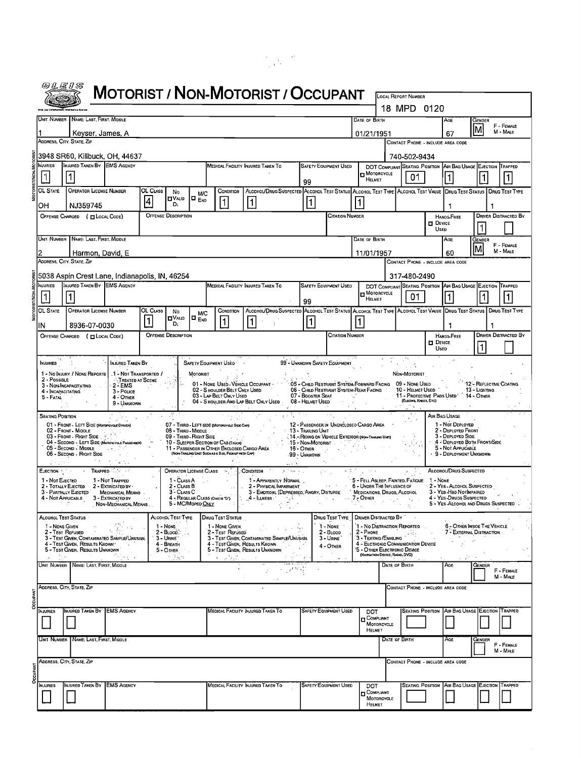# MOTORIST / NON-MOTORIST / OCCUPANT

OLEIS — Ohio Law Enforcement Information System

LOCAL REPORT NUMBER: 18 MPD 0120

## MOTORIST/NON-MOTORIST

| UNIT NUMBER | NAME: LAST, FIRST, MIDDLE | DATE OF BIRTH | AGE | GENDER (F - FEMALE, M - MALE) |
|---|---|---|---|---|
| 1 | Keyser, James, A | 01/21/1951 | 67 | M |

| ADDRESS, CITY, STATE, ZIP | CONTACT PHONE - INCLUDE AREA CODE |
|---|---|
| 3948 SR60, Killbuck, OH, 44637 | 740-502-9434 |

| INJURIES | INJURED TAKEN BY | EMS AGENCY | MEDICAL FACILITY INJURED TAKEN TO | SAFETY EQUIPMENT USED | DOT COMPLIANT MOTORCYCLE HELMET | SEATING POSITION | AIR BAG USAGE | EJECTION | TRAPPED |
|---|---|---|---|---|---|---|---|---|---|
| 1 | 1 | | | 99 | | 01 | 1 | 1 | 1 |

| OL STATE | OPERATOR LICENSE NUMBER | OL CLASS | NO VALID DL | M/C END | CONDITION | ALCOHOL/DRUG SUSPECTED | ALCOHOL TEST STATUS | ALCOHOL TEST TYPE | ALCOHOL TEST VALUE | DRUG TEST STATUS | DRUG TEST TYPE |
|---|---|---|---|---|---|---|---|---|---|---|---|
| OH | NJ359745 | 4 | | | 1 | 1 | 1 | 1 | | 1 | 1 |

| OFFENSE CHARGED ( LOCAL CODE) | OFFENSE DESCRIPTION | CITATION NUMBER | HANDS-FREE DEVICE USED | DRIVER DISTRACTED BY |
|---|---|---|---|---|
| | | | | 1 |

## MOTORIST/NON-MOTORIST

| UNIT NUMBER | NAME: LAST, FIRST, MIDDLE | DATE OF BIRTH | AGE | GENDER (F - FEMALE, M - MALE) |
|---|---|---|---|---|
| 2 | Harmon, David, E | 11/01/1957 | 60 | M |

| ADDRESS, CITY, STATE, ZIP | CONTACT PHONE - INCLUDE AREA CODE |
|---|---|
| 5038 Aspin Crest Lane, Indianapolis, IN, 46254 | 317-480-2490 |

| INJURIES | INJURED TAKEN BY | EMS AGENCY | MEDICAL FACILITY INJURED TAKEN TO | SAFETY EQUIPMENT USED | DOT COMPLIANT MOTORCYCLE HELMET | SEATING POSITION | AIR BAG USAGE | EJECTION | TRAPPED |
|---|---|---|---|---|---|---|---|---|---|
| 1 | 1 | | | 99 | | 01 | 1 | 1 | 1 |

| OL STATE | OPERATOR LICENSE NUMBER | OL CLASS | NO VALID DL | M/C END | CONDITION | ALCOHOL/DRUG SUSPECTED | ALCOHOL TEST STATUS | ALCOHOL TEST TYPE | ALCOHOL TEST VALUE | DRUG TEST STATUS | DRUG TEST TYPE |
|---|---|---|---|---|---|---|---|---|---|---|---|
| IN | 8936-07-0030 | 1 | | | 1 | 1 | 1 | 1 | | 1 | 1 |

| OFFENSE CHARGED ( LOCAL CODE) | OFFENSE DESCRIPTION | CITATION NUMBER | HANDS-FREE DEVICE USED | DRIVER DISTRACTED BY |
|---|---|---|---|---|
| | | | | 1 |

## Codes

**INJURIES:** 1 - No Injury / None Reported; 2 - Possible; 3 - Non-Incapacitating; 4 - Incapacitating; 5 - Fatal

**INJURED TAKEN BY:** 1 - Not Transported / Treated at Scene; 2 - EMS; 3 - Police; 4 - Other; 9 - Unknown

**SAFETY EQUIPMENT USED:** 99 - Unknown Safety Equipment
- Motorist: 01 - None Used - Vehicle Occupant; 02 - Shoulder Belt Only Used; 03 - Lap Belt Only Used; 04 - Shoulder and Lap Belt Only Used; 05 - Child Restraint System-Forward Facing; 06 - Child Restraint System-Rear Facing; 07 - Booster Seat; 08 - Helmet Used
- Non-Motorist: 09 - None Used; 10 - Helmet Used; 11 - Protective Pads Used (Elbows, Knees, Etc); 12 - Reflective Coating; 13 - Lighting; 14 - Other

**SEATING POSITION:** 01 - Front - Left Side (Motorcycle Driver); 02 - Front - Middle; 03 - Front - Right Side; 04 - Second - Left Side (Motorcycle Passenger); 05 - Second - Middle; 06 - Second - Right Side; 07 - Third - Left Side (Motorcycle Side Car); 08 - Third - Middle; 09 - Third - Right Side; 10 - Sleeper Section of Cab (Truck); 11 - Passenger in Other Enclosed Cargo Area (Non-Trailing Unit Such as a Bus, Pick-up with Cap); 12 - Passenger in Unenclosed Cargo Area; 13 - Trailing Unit; 14 - Riding on Vehicle Exterior (Non-Trailing Unit); 15 - Non-Motorist; 16 - Other; 99 - Unknown

**AIR BAG USAGE:** 1 - Not Deployed; 2 - Deployed Front; 3 - Deployed Side; 4 - Deployed Both Front/Side; 5 - Not Applicable; 9 - Deployment Unknown

**EJECTION:** 1 - Not Ejected; 2 - Totally Ejected; 3 - Partially Ejected; 4 - Not Applicable

**TRAPPED:** 1 - Not Trapped; 2 - Extricated by Mechanical Means; 3 - Extricated by Non-Mechanical Means

**OPERATOR LICENSE CLASS:** 1 - Class A; 2 - Class B; 3 - Class C; 4 - Regular Class (Ohio is "D"); 5 - MC/Moped Only

**CONDITION:** 1 - Apparently Normal; 2 - Physical Impairment; 3 - Emotionl (Depressed, Angry, Disturbe; 4 - Illness; 5 - Fell Asleep, Fainted, Fatigue; 6 - Under the Influence of Medications, Drugs, Alcohol; 7 - Other

**ALCOHOL/DRUG SUSPECTED:** 1 - None; 2 - Yes - Alcohol Suspected; 3 - Yes - Hbd Not Impaired; 4 - Yes - Drugs Suspected; 5 - Yes - Alcohol and Drugs Suspected

**ALCOHOL TEST STATUS:** 1 - None Given; 2 - Test Refused; 3 - Test Given, Contaminated Sample/Unusabl; 4 - Test Given, Results Known; 5 - Test Given, Results Unknown

**ALCOHOL TEST TYPE:** 1 - None; 2 - Blood; 3 - Urine; 4 - Breath; 5 - Other

**DRUG TEST STATUS:** 1 - None Given; 2 - Test Refused; 3 - Test Given, Contaminated Sample/Unusabl; 4 - Test Given, Results Known; 5 - Test Given, Results Unknown

**DRUG TEST TYPE:** 1 - None; 2 - Blood; 3 - Urine; 4 - Other

**DRIVER DISTRACTED BY:** 1 - No Distraction Reported; 2 - Phone; 3 - Texting / Emailing; 4 - Electronic Communication Device; 5 - Other Electronic Device (Navigation Device, Radio, DVD); 6 - Other Inside the Vehicle; 7 - External Distraction

## OCCUPANT

| UNIT NUMBER | NAME: LAST, FIRST, MIDDLE | DATE OF BIRTH | AGE | GENDER (F - FEMALE, M - MALE) |
|---|---|---|---|---|
| | | | | |

| ADDRESS, CITY, STATE, ZIP | CONTACT PHONE - INCLUDE AREA CODE |
|---|---|
| | |

| INJURIES | INJURED TAKEN BY | EMS AGENCY | MEDICAL FACILITY INJURED TAKEN TO | SAFETY EQUIPMENT USED | DOT COMPLIANT MOTORCYCLE HELMET | SEATING POSITION | AIR BAG USAGE | EJECTION | TRAPPED |
|---|---|---|---|---|---|---|---|---|---|
| | | | | | | | | | |

## OCCUPANT

| UNIT NUMBER | NAME: LAST, FIRST, MIDDLE | DATE OF BIRTH | AGE | GENDER (F - FEMALE, M - MALE) |
|---|---|---|---|---|
| | | | | |

| ADDRESS, CITY, STATE, ZIP | CONTACT PHONE - INCLUDE AREA CODE |
|---|---|
| | |

| INJURIES | INJURED TAKEN BY | EMS AGENCY | MEDICAL FACILITY INJURED TAKEN TO | SAFETY EQUIPMENT USED | DOT COMPLIANT MOTORCYCLE HELMET | SEATING POSITION | AIR BAG USAGE | EJECTION | TRAPPED |
|---|---|---|---|---|---|---|---|---|---|
| | | | | | | | | | |